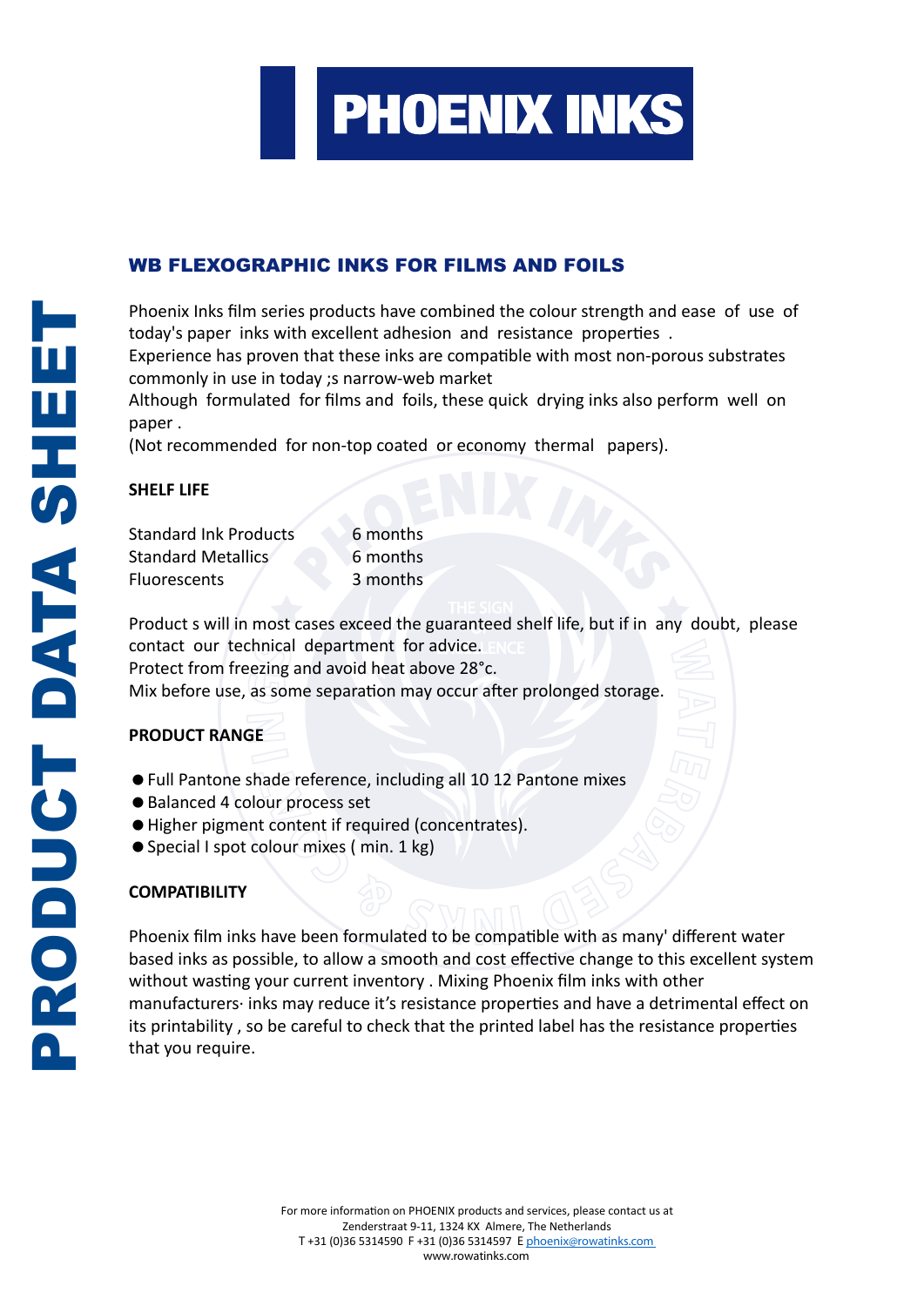# PHOENIX INKS

PRODUCT DATA SHEET

## WB FLEXOGRAPHIC INKS FOR FILMS AND FOILS

Phoenix Inks film series products have combined the colour strength and ease of use of today's paper inks with excellent adhesion and resistance properties .
Experience has proven that these inks are compatible with most non-porous substrates commonly in use in today ;s narrow-web market
Although formulated for films and foils, these quick drying inks also perform well on paper .
(Not recommended for non-top coated or economy thermal papers).

### SHELF LIFE

| | |
|---|---|
| Standard Ink Products | 6 months |
| Standard Metallics | 6 months |
| Fluorescents | 3 months |

Product s will in most cases exceed the guaranteed shelf life, but if in any doubt, please contact our technical department for advice.
Protect from freezing and avoid heat above 28°c.
Mix before use, as some separation may occur after prolonged storage.

### PRODUCT RANGE

- Full Pantone shade reference, including all 10 12 Pantone mixes
- Balanced 4 colour process set
- Higher pigment content if required (concentrates).
- Special I spot colour mixes ( min. 1 kg)

### COMPATIBILITY

Phoenix film inks have been formulated to be compatible with as many' different water based inks as possible, to allow a smooth and cost effective change to this excellent system without wasting your current inventory . Mixing Phoenix film inks with other manufacturers· inks may reduce it's resistance properties and have a detrimental effect on its printability , so be careful to check that the printed label has the resistance properties that you require.

For more information on PHOENIX products and services, please contact us at
Zenderstraat 9-11, 1324 KX Almere, The Netherlands
T +31 (0)36 5314590 F +31 (0)36 5314597 E phoenix@rowatinks.com
www.rowatinks.com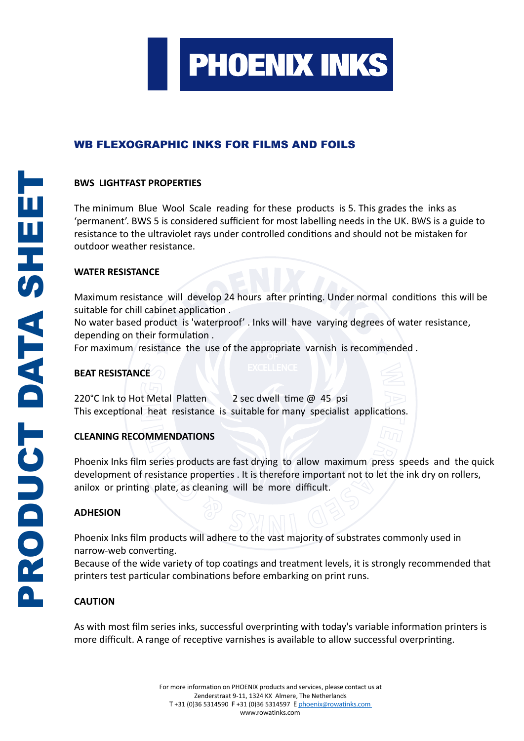# PHOENIX INKS

PRODUCT DATA SHEET

## WB FLEXOGRAPHIC INKS FOR FILMS AND FOILS

### BWS LIGHTFAST PROPERTIES

The minimum Blue Wool Scale reading for these products is 5. This grades the inks as 'permanent'. BWS 5 is considered sufficient for most labelling needs in the UK. BWS is a guide to resistance to the ultraviolet rays under controlled conditions and should not be mistaken for outdoor weather resistance.

### WATER RESISTANCE

Maximum resistance will develop 24 hours after printing. Under normal conditions this will be suitable for chill cabinet application .
No water based product is 'waterproof' . Inks will have varying degrees of water resistance, depending on their formulation .
For maximum resistance the use of the appropriate varnish is recommended .

### BEAT RESISTANCE

220°C Ink to Hot Metal Platten 2 sec dwell time @ 45 psi
This exceptional heat resistance is suitable for many specialist applications.

### CLEANING RECOMMENDATIONS

Phoenix Inks film series products are fast drying to allow maximum press speeds and the quick development of resistance properties . It is therefore important not to let the ink dry on rollers, anilox or printing plate, as cleaning will be more difficult.

### ADHESION

Phoenix Inks film products will adhere to the vast majority of substrates commonly used in narrow-web converting.
Because of the wide variety of top coatings and treatment levels, it is strongly recommended that printers test particular combinations before embarking on print runs.

### CAUTION

As with most film series inks, successful overprinting with today's variable information printers is more difficult. A range of receptive varnishes is available to allow successful overprinting.

For more information on PHOENIX products and services, please contact us at
Zenderstraat 9-11, 1324 KX Almere, The Netherlands
T +31 (0)36 5314590 F +31 (0)36 5314597 E phoenix@rowatinks.com
www.rowatinks.com